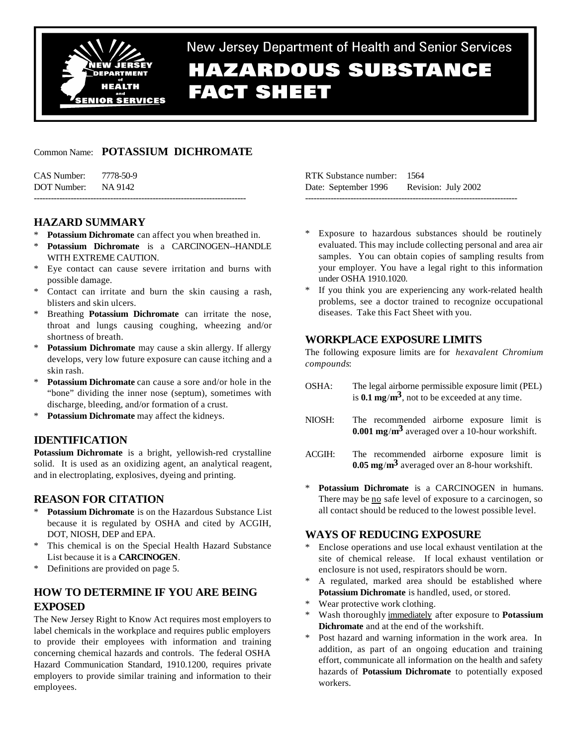# New Jersey Department of Health and Senior Services

# HAZARDOUS SUBSTANCE FACT SHEET

Common Name: **POTASSIUM DICHROMATE**

CAS Number: 7778-50-9
DOT Number: NA 9142

RTK Substance number: 1564
Date: September 1996 Revision: July 2002

---

## HAZARD SUMMARY

* **Potassium Dichromate** can affect you when breathed in.
* **Potassium Dichromate** is a CARCINOGEN--HANDLE WITH EXTREME CAUTION.
* Eye contact can cause severe irritation and burns with possible damage.
* Contact can irritate and burn the skin causing a rash, blisters and skin ulcers.
* Breathing **Potassium Dichromate** can irritate the nose, throat and lungs causing coughing, wheezing and/or shortness of breath.
* **Potassium Dichromate** may cause a skin allergy. If allergy develops, very low future exposure can cause itching and a skin rash.
* **Potassium Dichromate** can cause a sore and/or hole in the "bone" dividing the inner nose (septum), sometimes with discharge, bleeding, and/or formation of a crust.
* **Potassium Dichromate** may affect the kidneys.

## IDENTIFICATION

**Potassium Dichromate** is a bright, yellowish-red crystalline solid. It is used as an oxidizing agent, an analytical reagent, and in electroplating, explosives, dyeing and printing.

## REASON FOR CITATION

* **Potassium Dichromate** is on the Hazardous Substance List because it is regulated by OSHA and cited by ACGIH, DOT, NIOSH, DEP and EPA.
* This chemical is on the Special Health Hazard Substance List because it is a **CARCINOGEN**.
* Definitions are provided on page 5.

## HOW TO DETERMINE IF YOU ARE BEING EXPOSED

The New Jersey Right to Know Act requires most employers to label chemicals in the workplace and requires public employers to provide their employees with information and training concerning chemical hazards and controls. The federal OSHA Hazard Communication Standard, 1910.1200, requires private employers to provide similar training and information to their employees.

* Exposure to hazardous substances should be routinely evaluated. This may include collecting personal and area air samples. You can obtain copies of sampling results from your employer. You have a legal right to this information under OSHA 1910.1020.
* If you think you are experiencing any work-related health problems, see a doctor trained to recognize occupational diseases. Take this Fact Sheet with you.

## WORKPLACE EXPOSURE LIMITS

The following exposure limits are for *hexavalent Chromium compounds*:

OSHA: The legal airborne permissible exposure limit (PEL) is **0.1 mg/m$^3$**, not to be exceeded at any time.

NIOSH: The recommended airborne exposure limit is **0.001 mg/m$^3$** averaged over a 10-hour workshift.

ACGIH: The recommended airborne exposure limit is **0.05 mg/m$^3$** averaged over an 8-hour workshift.

* **Potassium Dichromate** is a CARCINOGEN in humans. There may be no safe level of exposure to a carcinogen, so all contact should be reduced to the lowest possible level.

## WAYS OF REDUCING EXPOSURE

* Enclose operations and use local exhaust ventilation at the site of chemical release. If local exhaust ventilation or enclosure is not used, respirators should be worn.
* A regulated, marked area should be established where **Potassium Dichromate** is handled, used, or stored.
* Wear protective work clothing.
* Wash thoroughly immediately after exposure to **Potassium Dichromate** and at the end of the workshift.
* Post hazard and warning information in the work area. In addition, as part of an ongoing education and training effort, communicate all information on the health and safety hazards of **Potassium Dichromate** to potentially exposed workers.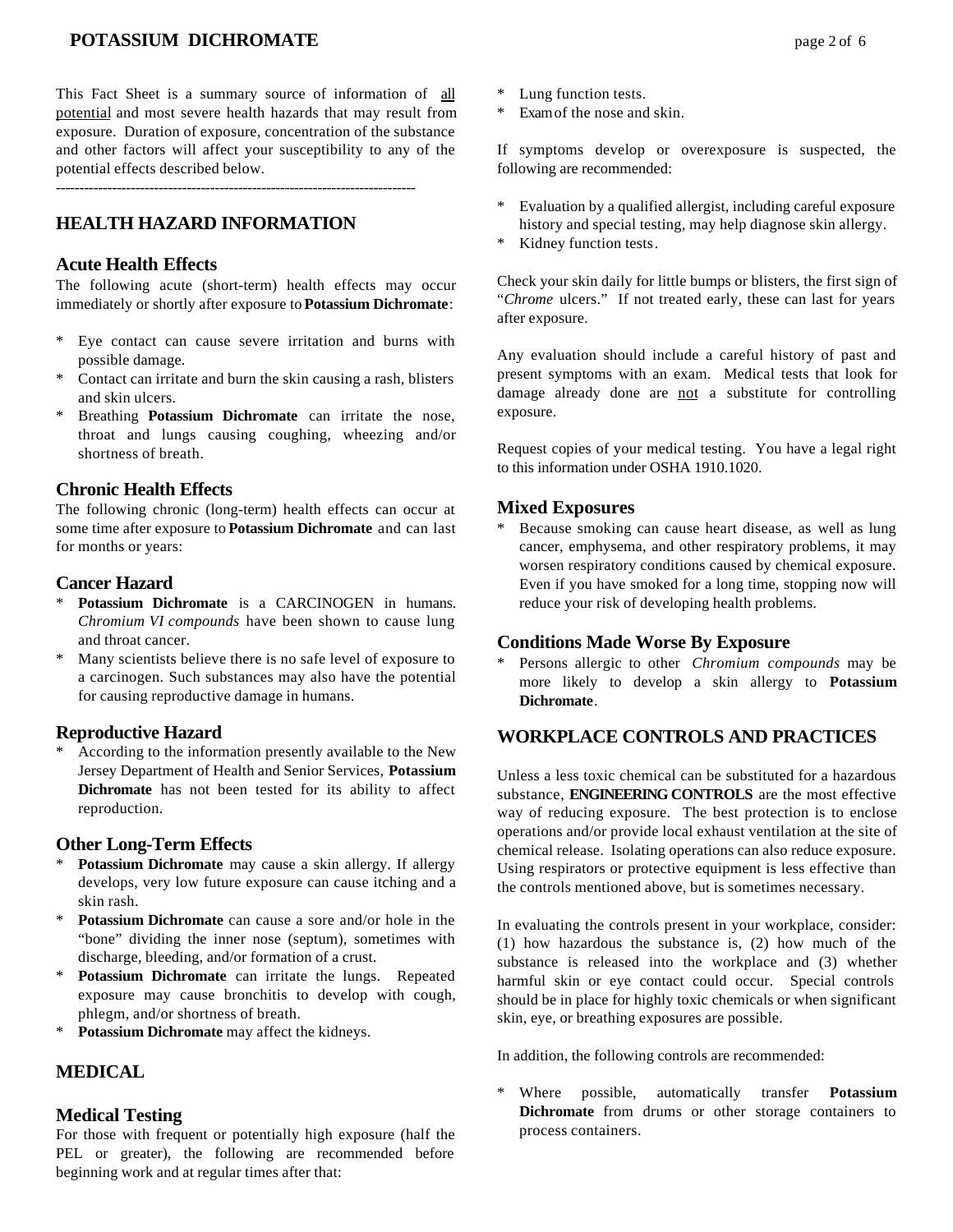This Fact Sheet is a summary source of information of all potential and most severe health hazards that may result from exposure. Duration of exposure, concentration of the substance and other factors will affect your susceptibility to any of the potential effects described below.

---

## HEALTH HAZARD INFORMATION

### Acute Health Effects

The following acute (short-term) health effects may occur immediately or shortly after exposure to **Potassium Dichromate**:

* Eye contact can cause severe irritation and burns with possible damage.
* Contact can irritate and burn the skin causing a rash, blisters and skin ulcers.
* Breathing **Potassium Dichromate** can irritate the nose, throat and lungs causing coughing, wheezing and/or shortness of breath.

### Chronic Health Effects

The following chronic (long-term) health effects can occur at some time after exposure to **Potassium Dichromate** and can last for months or years:

### Cancer Hazard

* **Potassium Dichromate** is a CARCINOGEN in humans. *Chromium VI compounds* have been shown to cause lung and throat cancer.
* Many scientists believe there is no safe level of exposure to a carcinogen. Such substances may also have the potential for causing reproductive damage in humans.

### Reproductive Hazard

* According to the information presently available to the New Jersey Department of Health and Senior Services, **Potassium Dichromate** has not been tested for its ability to affect reproduction.

### Other Long-Term Effects

* **Potassium Dichromate** may cause a skin allergy. If allergy develops, very low future exposure can cause itching and a skin rash.
* **Potassium Dichromate** can cause a sore and/or hole in the "bone" dividing the inner nose (septum), sometimes with discharge, bleeding, and/or formation of a crust.
* **Potassium Dichromate** can irritate the lungs. Repeated exposure may cause bronchitis to develop with cough, phlegm, and/or shortness of breath.
* **Potassium Dichromate** may affect the kidneys.

## MEDICAL

### Medical Testing

For those with frequent or potentially high exposure (half the PEL or greater), the following are recommended before beginning work and at regular times after that:

* Lung function tests.
* Exam of the nose and skin.

If symptoms develop or overexposure is suspected, the following are recommended:

* Evaluation by a qualified allergist, including careful exposure history and special testing, may help diagnose skin allergy.
* Kidney function tests.

Check your skin daily for little bumps or blisters, the first sign of "*Chrome* ulcers." If not treated early, these can last for years after exposure.

Any evaluation should include a careful history of past and present symptoms with an exam. Medical tests that look for damage already done are not a substitute for controlling exposure.

Request copies of your medical testing. You have a legal right to this information under OSHA 1910.1020.

### Mixed Exposures

* Because smoking can cause heart disease, as well as lung cancer, emphysema, and other respiratory problems, it may worsen respiratory conditions caused by chemical exposure. Even if you have smoked for a long time, stopping now will reduce your risk of developing health problems.

### Conditions Made Worse By Exposure

* Persons allergic to other *Chromium compounds* may be more likely to develop a skin allergy to **Potassium Dichromate**.

## WORKPLACE CONTROLS AND PRACTICES

Unless a less toxic chemical can be substituted for a hazardous substance, **ENGINEERING CONTROLS** are the most effective way of reducing exposure. The best protection is to enclose operations and/or provide local exhaust ventilation at the site of chemical release. Isolating operations can also reduce exposure. Using respirators or protective equipment is less effective than the controls mentioned above, but is sometimes necessary.

In evaluating the controls present in your workplace, consider: (1) how hazardous the substance is, (2) how much of the substance is released into the workplace and (3) whether harmful skin or eye contact could occur. Special controls should be in place for highly toxic chemicals or when significant skin, eye, or breathing exposures are possible.

In addition, the following controls are recommended:

* Where possible, automatically transfer **Potassium Dichromate** from drums or other storage containers to process containers.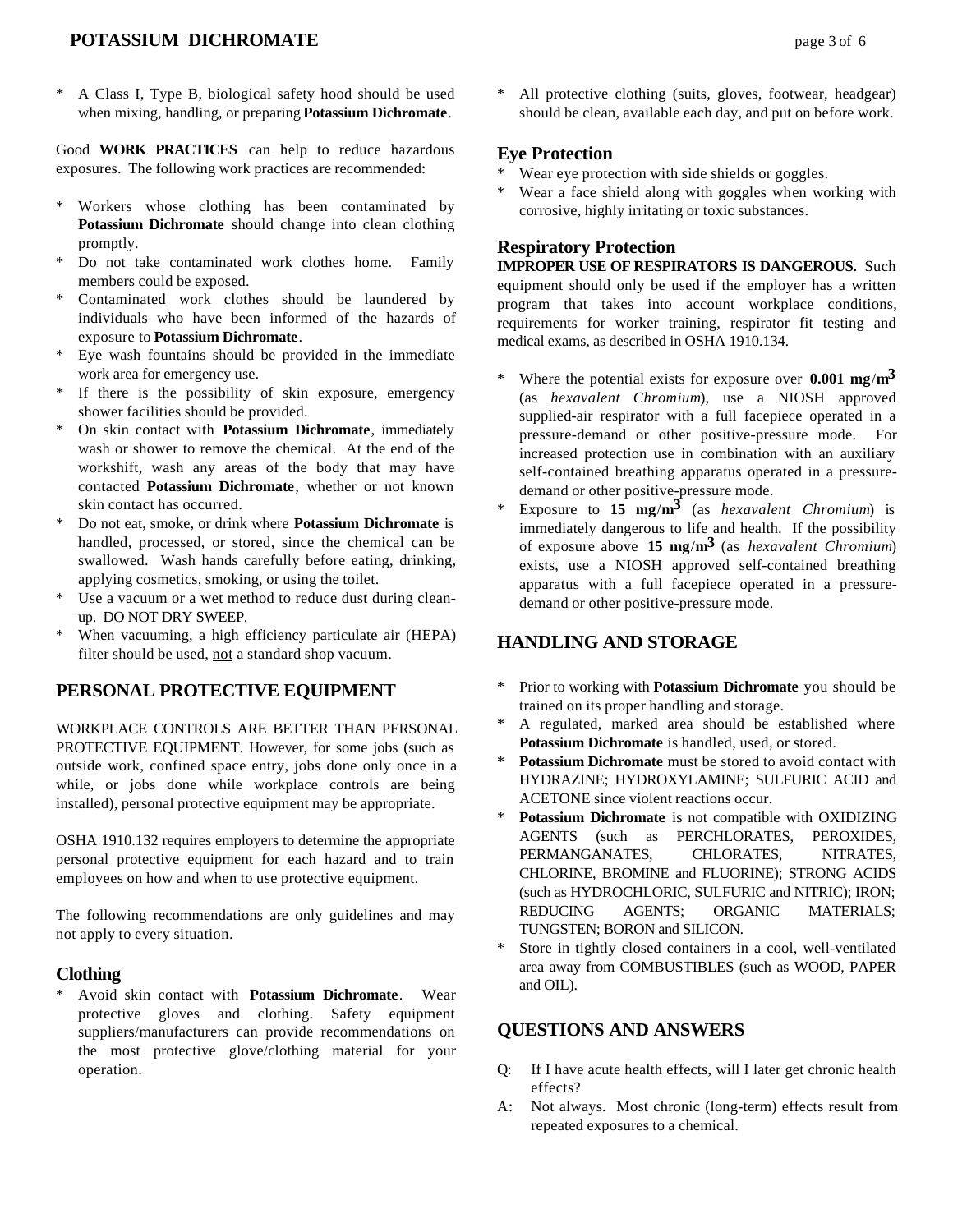* A Class I, Type B, biological safety hood should be used when mixing, handling, or preparing **Potassium Dichromate**.

Good **WORK PRACTICES** can help to reduce hazardous exposures. The following work practices are recommended:

* Workers whose clothing has been contaminated by **Potassium Dichromate** should change into clean clothing promptly.
* Do not take contaminated work clothes home. Family members could be exposed.
* Contaminated work clothes should be laundered by individuals who have been informed of the hazards of exposure to **Potassium Dichromate**.
* Eye wash fountains should be provided in the immediate work area for emergency use.
* If there is the possibility of skin exposure, emergency shower facilities should be provided.
* On skin contact with **Potassium Dichromate**, immediately wash or shower to remove the chemical. At the end of the workshift, wash any areas of the body that may have contacted **Potassium Dichromate**, whether or not known skin contact has occurred.
* Do not eat, smoke, or drink where **Potassium Dichromate** is handled, processed, or stored, since the chemical can be swallowed. Wash hands carefully before eating, drinking, applying cosmetics, smoking, or using the toilet.
* Use a vacuum or a wet method to reduce dust during clean-up. DO NOT DRY SWEEP.
* When vacuuming, a high efficiency particulate air (HEPA) filter should be used, not a standard shop vacuum.

## PERSONAL PROTECTIVE EQUIPMENT

WORKPLACE CONTROLS ARE BETTER THAN PERSONAL PROTECTIVE EQUIPMENT. However, for some jobs (such as outside work, confined space entry, jobs done only once in a while, or jobs done while workplace controls are being installed), personal protective equipment may be appropriate.

OSHA 1910.132 requires employers to determine the appropriate personal protective equipment for each hazard and to train employees on how and when to use protective equipment.

The following recommendations are only guidelines and may not apply to every situation.

### Clothing

* Avoid skin contact with **Potassium Dichromate**. Wear protective gloves and clothing. Safety equipment suppliers/manufacturers can provide recommendations on the most protective glove/clothing material for your operation.
* All protective clothing (suits, gloves, footwear, headgear) should be clean, available each day, and put on before work.

### Eye Protection

* Wear eye protection with side shields or goggles.
* Wear a face shield along with goggles when working with corrosive, highly irritating or toxic substances.

### Respiratory Protection

**IMPROPER USE OF RESPIRATORS IS DANGEROUS.** Such equipment should only be used if the employer has a written program that takes into account workplace conditions, requirements for worker training, respirator fit testing and medical exams, as described in OSHA 1910.134.

* Where the potential exists for exposure over **0.001 mg/m$^3$** (as *hexavalent Chromium*), use a NIOSH approved supplied-air respirator with a full facepiece operated in a pressure-demand or other positive-pressure mode. For increased protection use in combination with an auxiliary self-contained breathing apparatus operated in a pressure-demand or other positive-pressure mode.
* Exposure to **15 mg/m$^3$** (as *hexavalent Chromium*) is immediately dangerous to life and health. If the possibility of exposure above **15 mg/m$^3$** (as *hexavalent Chromium*) exists, use a NIOSH approved self-contained breathing apparatus with a full facepiece operated in a pressure-demand or other positive-pressure mode.

## HANDLING AND STORAGE

* Prior to working with **Potassium Dichromate** you should be trained on its proper handling and storage.
* A regulated, marked area should be established where **Potassium Dichromate** is handled, used, or stored.
* **Potassium Dichromate** must be stored to avoid contact with HYDRAZINE; HYDROXYLAMINE; SULFURIC ACID and ACETONE since violent reactions occur.
* **Potassium Dichromate** is not compatible with OXIDIZING AGENTS (such as PERCHLORATES, PEROXIDES, PERMANGANATES, CHLORATES, NITRATES, CHLORINE, BROMINE and FLUORINE); STRONG ACIDS (such as HYDROCHLORIC, SULFURIC and NITRIC); IRON; REDUCING AGENTS; ORGANIC MATERIALS; TUNGSTEN; BORON and SILICON.
* Store in tightly closed containers in a cool, well-ventilated area away from COMBUSTIBLES (such as WOOD, PAPER and OIL).

## QUESTIONS AND ANSWERS

Q: If I have acute health effects, will I later get chronic health effects?

A: Not always. Most chronic (long-term) effects result from repeated exposures to a chemical.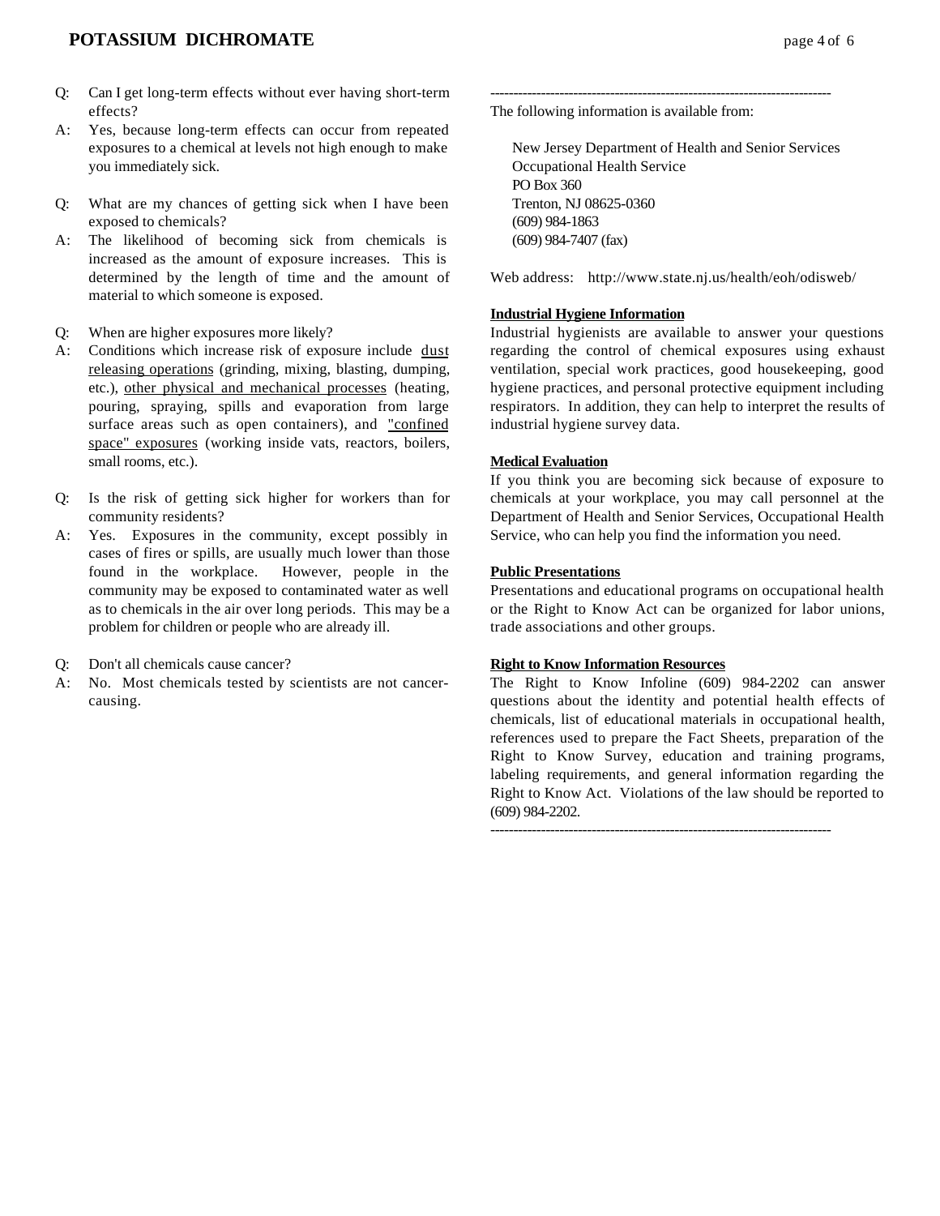Q: Can I get long-term effects without ever having short-term effects?

A: Yes, because long-term effects can occur from repeated exposures to a chemical at levels not high enough to make you immediately sick.

Q: What are my chances of getting sick when I have been exposed to chemicals?

A: The likelihood of becoming sick from chemicals is increased as the amount of exposure increases. This is determined by the length of time and the amount of material to which someone is exposed.

Q: When are higher exposures more likely?

A: Conditions which increase risk of exposure include dust releasing operations (grinding, mixing, blasting, dumping, etc.), other physical and mechanical processes (heating, pouring, spraying, spills and evaporation from large surface areas such as open containers), and "confined space" exposures (working inside vats, reactors, boilers, small rooms, etc.).

Q: Is the risk of getting sick higher for workers than for community residents?

A: Yes. Exposures in the community, except possibly in cases of fires or spills, are usually much lower than those found in the workplace. However, people in the community may be exposed to contaminated water as well as to chemicals in the air over long periods. This may be a problem for children or people who are already ill.

Q: Don't all chemicals cause cancer?

A: No. Most chemicals tested by scientists are not cancer-causing.

---

The following information is available from:

New Jersey Department of Health and Senior Services
Occupational Health Service
PO Box 360
Trenton, NJ 08625-0360
(609) 984-1863
(609) 984-7407 (fax)

Web address: http://www.state.nj.us/health/eoh/odisweb/

**Industrial Hygiene Information**

Industrial hygienists are available to answer your questions regarding the control of chemical exposures using exhaust ventilation, special work practices, good housekeeping, good hygiene practices, and personal protective equipment including respirators. In addition, they can help to interpret the results of industrial hygiene survey data.

**Medical Evaluation**

If you think you are becoming sick because of exposure to chemicals at your workplace, you may call personnel at the Department of Health and Senior Services, Occupational Health Service, who can help you find the information you need.

**Public Presentations**

Presentations and educational programs on occupational health or the Right to Know Act can be organized for labor unions, trade associations and other groups.

**Right to Know Information Resources**

The Right to Know Infoline (609) 984-2202 can answer questions about the identity and potential health effects of chemicals, list of educational materials in occupational health, references used to prepare the Fact Sheets, preparation of the Right to Know Survey, education and training programs, labeling requirements, and general information regarding the Right to Know Act. Violations of the law should be reported to (609) 984-2202.

---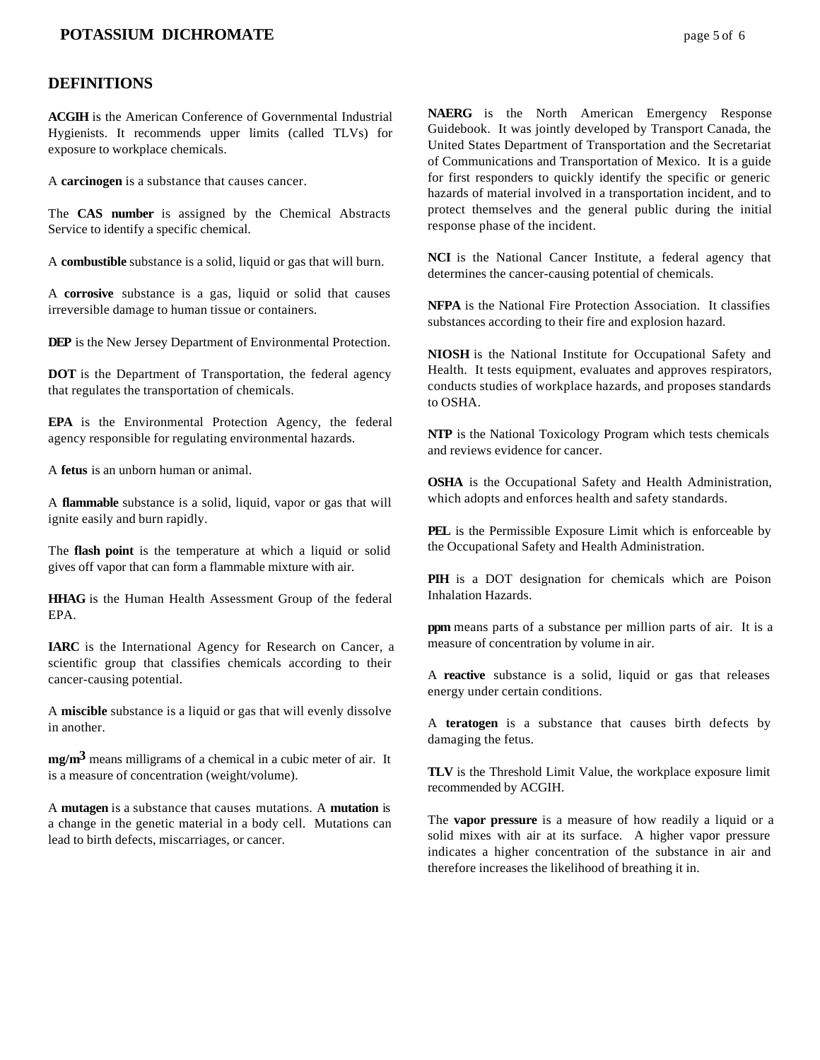## DEFINITIONS

**ACGIH** is the American Conference of Governmental Industrial Hygienists. It recommends upper limits (called TLVs) for exposure to workplace chemicals.

A **carcinogen** is a substance that causes cancer.

The **CAS number** is assigned by the Chemical Abstracts Service to identify a specific chemical.

A **combustible** substance is a solid, liquid or gas that will burn.

A **corrosive** substance is a gas, liquid or solid that causes irreversible damage to human tissue or containers.

**DEP** is the New Jersey Department of Environmental Protection.

**DOT** is the Department of Transportation, the federal agency that regulates the transportation of chemicals.

**EPA** is the Environmental Protection Agency, the federal agency responsible for regulating environmental hazards.

A **fetus** is an unborn human or animal.

A **flammable** substance is a solid, liquid, vapor or gas that will ignite easily and burn rapidly.

The **flash point** is the temperature at which a liquid or solid gives off vapor that can form a flammable mixture with air.

**HHAG** is the Human Health Assessment Group of the federal EPA.

**IARC** is the International Agency for Research on Cancer, a scientific group that classifies chemicals according to their cancer-causing potential.

A **miscible** substance is a liquid or gas that will evenly dissolve in another.

**$mg/m^3$** means milligrams of a chemical in a cubic meter of air. It is a measure of concentration (weight/volume).

A **mutagen** is a substance that causes mutations. A **mutation** is a change in the genetic material in a body cell. Mutations can lead to birth defects, miscarriages, or cancer.

**NAERG** is the North American Emergency Response Guidebook. It was jointly developed by Transport Canada, the United States Department of Transportation and the Secretariat of Communications and Transportation of Mexico. It is a guide for first responders to quickly identify the specific or generic hazards of material involved in a transportation incident, and to protect themselves and the general public during the initial response phase of the incident.

**NCI** is the National Cancer Institute, a federal agency that determines the cancer-causing potential of chemicals.

**NFPA** is the National Fire Protection Association. It classifies substances according to their fire and explosion hazard.

**NIOSH** is the National Institute for Occupational Safety and Health. It tests equipment, evaluates and approves respirators, conducts studies of workplace hazards, and proposes standards to OSHA.

**NTP** is the National Toxicology Program which tests chemicals and reviews evidence for cancer.

**OSHA** is the Occupational Safety and Health Administration, which adopts and enforces health and safety standards.

**PEL** is the Permissible Exposure Limit which is enforceable by the Occupational Safety and Health Administration.

**PIH** is a DOT designation for chemicals which are Poison Inhalation Hazards.

**ppm** means parts of a substance per million parts of air. It is a measure of concentration by volume in air.

A **reactive** substance is a solid, liquid or gas that releases energy under certain conditions.

A **teratogen** is a substance that causes birth defects by damaging the fetus.

**TLV** is the Threshold Limit Value, the workplace exposure limit recommended by ACGIH.

The **vapor pressure** is a measure of how readily a liquid or a solid mixes with air at its surface. A higher vapor pressure indicates a higher concentration of the substance in air and therefore increases the likelihood of breathing it in.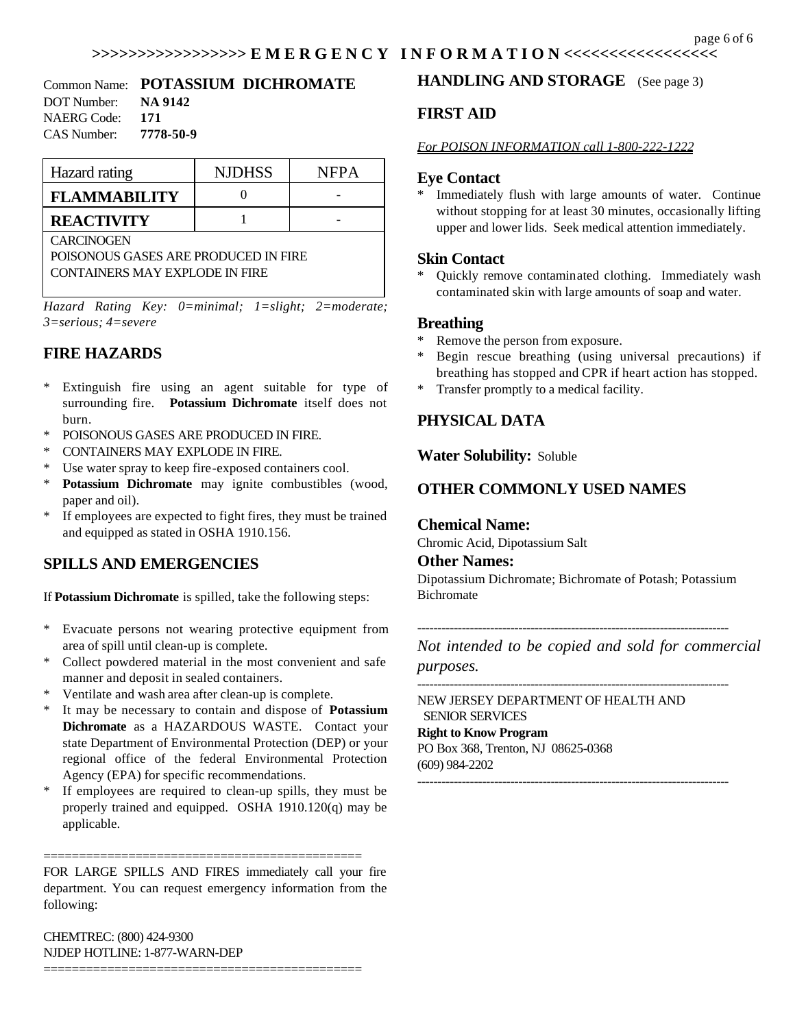# >>>>>>>>>>>>>>>>> E M E R G E N C Y   I N F O R M A T I O N <<<<<<<<<<<<<<<<<

Common Name: **POTASSIUM DICHROMATE**
DOT Number: **NA 9142**
NAERG Code: **171**
CAS Number: **7778-50-9**

| Hazard rating | NJDHSS | NFPA |
|---|---|---|
| **FLAMMABILITY** | 0 | - |
| **REACTIVITY** | 1 | - |
| CARCINOGEN<br>POISONOUS GASES ARE PRODUCED IN FIRE<br>CONTAINERS MAY EXPLODE IN FIRE | | |

*Hazard Rating Key: 0=minimal; 1=slight; 2=moderate; 3=serious; 4=severe*

## FIRE HAZARDS

* Extinguish fire using an agent suitable for type of surrounding fire. **Potassium Dichromate** itself does not burn.
* POISONOUS GASES ARE PRODUCED IN FIRE.
* CONTAINERS MAY EXPLODE IN FIRE.
* Use water spray to keep fire-exposed containers cool.
* **Potassium Dichromate** may ignite combustibles (wood, paper and oil).
* If employees are expected to fight fires, they must be trained and equipped as stated in OSHA 1910.156.

## SPILLS AND EMERGENCIES

If **Potassium Dichromate** is spilled, take the following steps:

* Evacuate persons not wearing protective equipment from area of spill until clean-up is complete.
* Collect powdered material in the most convenient and safe manner and deposit in sealed containers.
* Ventilate and wash area after clean-up is complete.
* It may be necessary to contain and dispose of **Potassium Dichromate** as a HAZARDOUS WASTE. Contact your state Department of Environmental Protection (DEP) or your regional office of the federal Environmental Protection Agency (EPA) for specific recommendations.
* If employees are required to clean-up spills, they must be properly trained and equipped. OSHA 1910.120(q) may be applicable.

===========================================

FOR LARGE SPILLS AND FIRES immediately call your fire department. You can request emergency information from the following:

CHEMTREC: (800) 424-9300
NJDEP HOTLINE: 1-877-WARN-DEP

===========================================

## HANDLING AND STORAGE (See page 3)

## FIRST AID

*For POISON INFORMATION call 1-800-222-1222*

### Eye Contact

* Immediately flush with large amounts of water. Continue without stopping for at least 30 minutes, occasionally lifting upper and lower lids. Seek medical attention immediately.

### Skin Contact

* Quickly remove contaminated clothing. Immediately wash contaminated skin with large amounts of soap and water.

### Breathing

* Remove the person from exposure.
* Begin rescue breathing (using universal precautions) if breathing has stopped and CPR if heart action has stopped.
* Transfer promptly to a medical facility.

## PHYSICAL DATA

**Water Solubility:** Soluble

## OTHER COMMONLY USED NAMES

### Chemical Name:

Chromic Acid, Dipotassium Salt

### Other Names:

Dipotassium Dichromate; Bichromate of Potash; Potassium Bichromate

---

*Not intended to be copied and sold for commercial purposes.*

---

NEW JERSEY DEPARTMENT OF HEALTH AND SENIOR SERVICES
**Right to Know Program**
PO Box 368, Trenton, NJ 08625-0368
(609) 984-2202

---